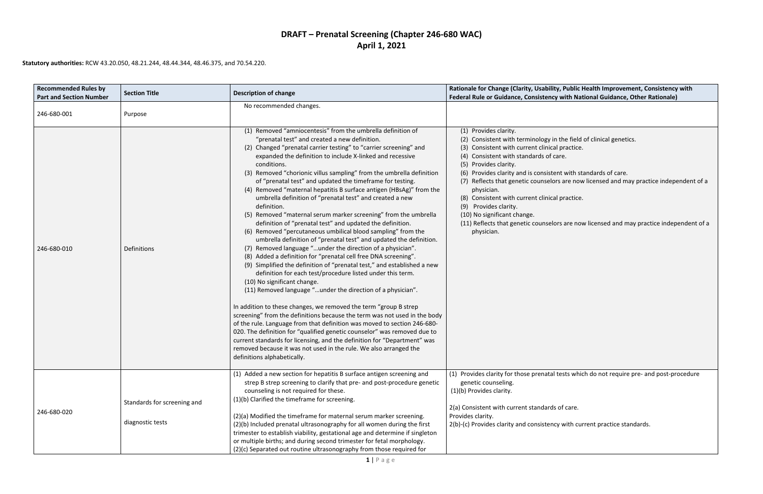# DRAFT – Prenatal Screening (Chapter 246-680 WAC)
## April 1, 2021

**Statutory authorities:** RCW 43.20.050, 48.21.244, 48.44.344, 48.46.375, and 70.54.220.

| Recommended Rules by Part and Section Number | Section Title | Description of change | Rationale for Change (Clarity, Usability, Public Health Improvement, Consistency with Federal Rule or Guidance, Consistency with National Guidance, Other Rationale) |
|---|---|---|---|
| 246-680-001 | Purpose | No recommended changes. | |
| 246-680-010 | Definitions | (1) Removed "amniocentesis" from the umbrella definition of "prenatal test" and created a new definition.<br>(2) Changed "prenatal carrier testing" to "carrier screening" and expanded the definition to include X-linked and recessive conditions.<br>(3) Removed "chorionic villus sampling" from the umbrella definition of "prenatal test" and updated the timeframe for testing.<br>(4) Removed "maternal hepatitis B surface antigen (HBsAg)" from the umbrella definition of "prenatal test" and created a new definition.<br>(5) Removed "maternal serum marker screening" from the umbrella definition of "prenatal test" and updated the definition.<br>(6) Removed "percutaneous umbilical blood sampling" from the umbrella definition of "prenatal test" and updated the definition.<br>(7) Removed language "…under the direction of a physician".<br>(8) Added a definition for "prenatal cell free DNA screening".<br>(9) Simplified the definition of "prenatal test," and established a new definition for each test/procedure listed under this term.<br>(10) No significant change.<br>(11) Removed language "…under the direction of a physician".<br><br>In addition to these changes, we removed the term "group B strep screening" from the definitions because the term was not used in the body of the rule. Language from that definition was moved to section 246-680-020. The definition for "qualified genetic counselor" was removed due to current standards for licensing, and the definition for "Department" was removed because it was not used in the rule. We also arranged the definitions alphabetically. | (1) Provides clarity.<br>(2) Consistent with terminology in the field of clinical genetics.<br>(3) Consistent with current clinical practice.<br>(4) Consistent with standards of care.<br>(5) Provides clarity.<br>(6) Provides clarity and is consistent with standards of care.<br>(7) Reflects that genetic counselors are now licensed and may practice independent of a physician.<br>(8) Consistent with current clinical practice.<br>(9) Provides clarity.<br>(10) No significant change.<br>(11) Reflects that genetic counselors are now licensed and may practice independent of a physician. |
| 246-680-020 | Standards for screening and diagnostic tests | (1) Added a new section for hepatitis B surface antigen screening and strep B strep screening to clarify that pre- and post-procedure genetic counseling is not required for these.<br>(1)(b) Clarified the timeframe for screening.<br><br>(2)(a) Modified the timeframe for maternal serum marker screening.<br>(2)(b) Included prenatal ultrasonography for all women during the first trimester to establish viability, gestational age and determine if singleton or multiple births; and during second trimester for fetal morphology.<br>(2)(c) Separated out routine ultrasonography from those required for | (1) Provides clarity for those prenatal tests which do not require pre- and post-procedure genetic counseling.<br>(1)(b) Provides clarity.<br><br>2(a) Consistent with current standards of care.<br>Provides clarity.<br>2(b)-(c) Provides clarity and consistency with current practice standards. |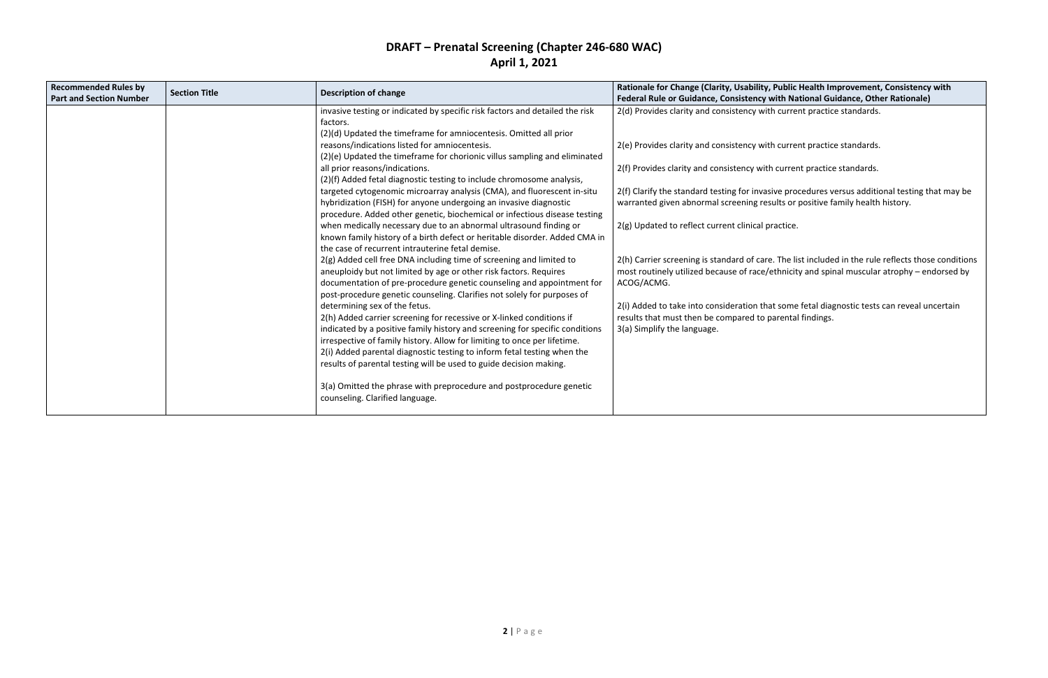# DRAFT – Prenatal Screening (Chapter 246-680 WAC)

## April 1, 2021

| Recommended Rules by Part and Section Number | Section Title | Description of change | Rationale for Change (Clarity, Usability, Public Health Improvement, Consistency with Federal Rule or Guidance, Consistency with National Guidance, Other Rationale) |
|---|---|---|---|
| | | invasive testing or indicated by specific risk factors and detailed the risk factors.<br>(2)(d) Updated the timeframe for amniocentesis. Omitted all prior reasons/indications listed for amniocentesis.<br>(2)(e) Updated the timeframe for chorionic villus sampling and eliminated all prior reasons/indications.<br>(2)(f) Added fetal diagnostic testing to include chromosome analysis, targeted cytogenomic microarray analysis (CMA), and fluorescent in-situ hybridization (FISH) for anyone undergoing an invasive diagnostic procedure. Added other genetic, biochemical or infectious disease testing when medically necessary due to an abnormal ultrasound finding or known family history of a birth defect or heritable disorder. Added CMA in the case of recurrent intrauterine fetal demise.<br>2(g) Added cell free DNA including time of screening and limited to aneuploidy but not limited by age or other risk factors. Requires documentation of pre-procedure genetic counseling and appointment for post-procedure genetic counseling. Clarifies not solely for purposes of determining sex of the fetus.<br>2(h) Added carrier screening for recessive or X-linked conditions if indicated by a positive family history and screening for specific conditions irrespective of family history. Allow for limiting to once per lifetime.<br>2(i) Added parental diagnostic testing to inform fetal testing when the results of parental testing will be used to guide decision making.<br><br>3(a) Omitted the phrase with preprocedure and postprocedure genetic counseling. Clarified language. | 2(d) Provides clarity and consistency with current practice standards.<br><br>2(e) Provides clarity and consistency with current practice standards.<br><br>2(f) Provides clarity and consistency with current practice standards.<br><br>2(f) Clarify the standard testing for invasive procedures versus additional testing that may be warranted given abnormal screening results or positive family health history.<br><br>2(g) Updated to reflect current clinical practice.<br><br>2(h) Carrier screening is standard of care. The list included in the rule reflects those conditions most routinely utilized because of race/ethnicity and spinal muscular atrophy – endorsed by ACOG/ACMG.<br><br>2(i) Added to take into consideration that some fetal diagnostic tests can reveal uncertain results that must then be compared to parental findings.<br>3(a) Simplify the language. |